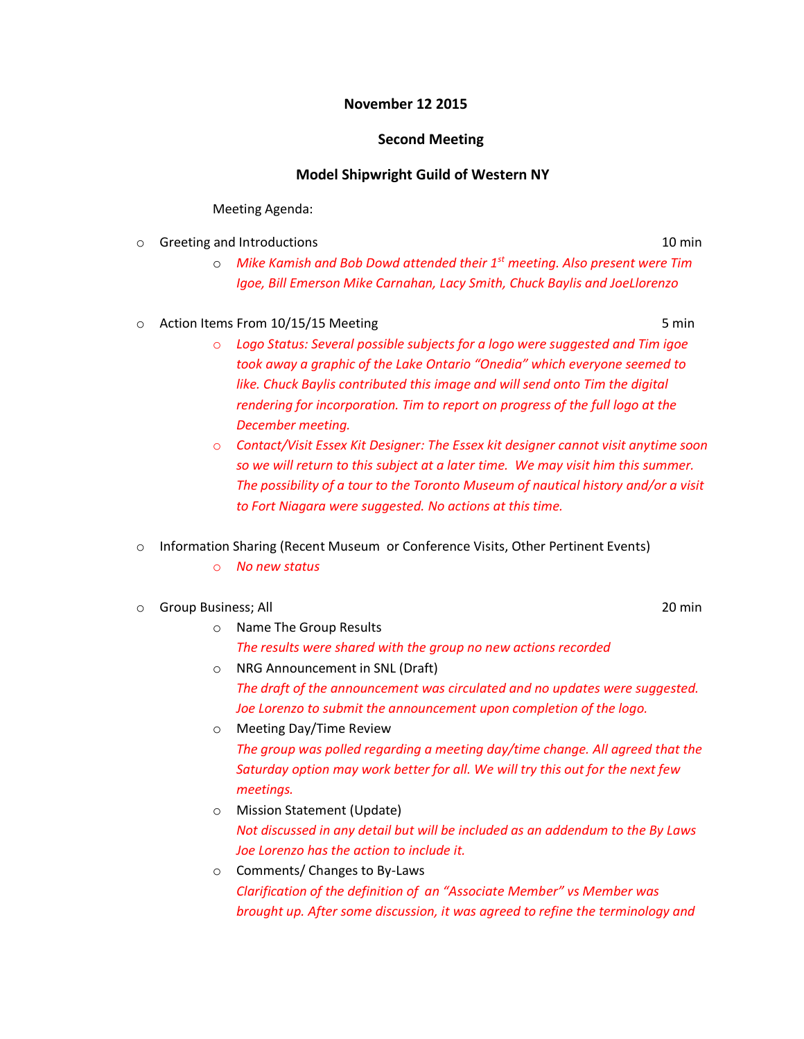**November 12 2015**

**Second Meeting**

**Model Shipwright Guild of Western NY**

Meeting Agenda:

- Greeting and Introductions 10 min
  - *Mike Kamish and Bob Dowd attended their 1st meeting. Also present were Tim Igoe, Bill Emerson Mike Carnahan, Lacy Smith, Chuck Baylis and JoeLlorenzo*

- Action Items From 10/15/15 Meeting 5 min
  - *Logo Status: Several possible subjects for a logo were suggested and Tim igoe took away a graphic of the Lake Ontario "Onedia" which everyone seemed to like. Chuck Baylis contributed this image and will send onto Tim the digital rendering for incorporation. Tim to report on progress of the full logo at the December meeting.*
  - *Contact/Visit Essex Kit Designer: The Essex kit designer cannot visit anytime soon so we will return to this subject at a later time. We may visit him this summer. The possibility of a tour to the Toronto Museum of nautical history and/or a visit to Fort Niagara were suggested. No actions at this time.*

- Information Sharing (Recent Museum or Conference Visits, Other Pertinent Events)
  - *No new status*

- Group Business; All 20 min
  - Name The Group Results
    *The results were shared with the group no new actions recorded*
  - NRG Announcement in SNL (Draft)
    *The draft of the announcement was circulated and no updates were suggested. Joe Lorenzo to submit the announcement upon completion of the logo.*
  - Meeting Day/Time Review
    *The group was polled regarding a meeting day/time change. All agreed that the Saturday option may work better for all. We will try this out for the next few meetings.*
  - Mission Statement (Update)
    *Not discussed in any detail but will be included as an addendum to the By Laws Joe Lorenzo has the action to include it.*
  - Comments/ Changes to By-Laws
    *Clarification of the definition of an "Associate Member" vs Member was brought up. After some discussion, it was agreed to refine the terminology and*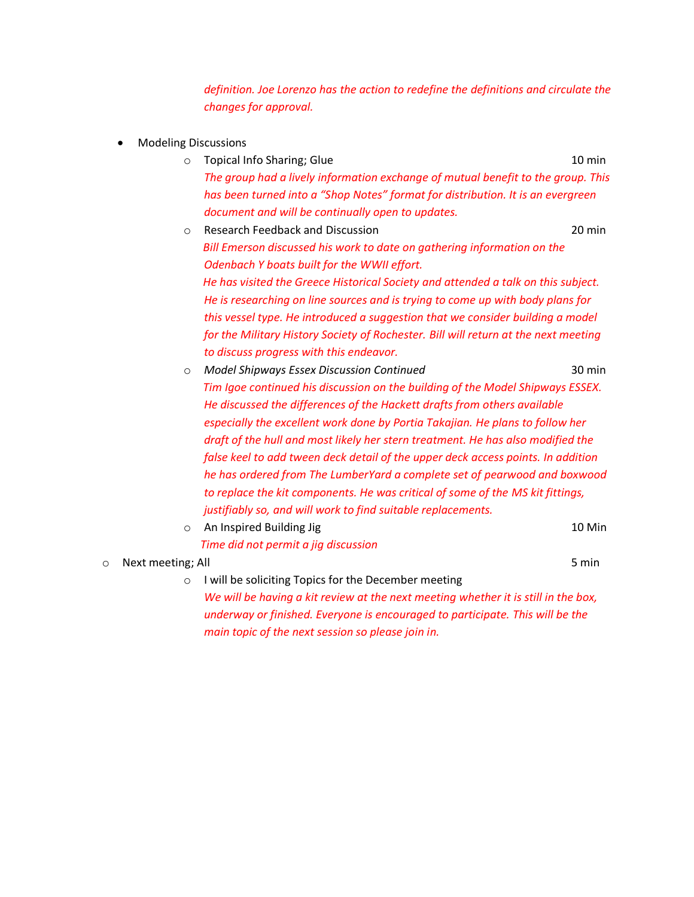*definition. Joe Lorenzo has the action to redefine the definitions and circulate the changes for approval.*

- Modeling Discussions
  - Topical Info Sharing; Glue — 10 min

    *The group had a lively information exchange of mutual benefit to the group. This has been turned into a "Shop Notes" format for distribution. It is an evergreen document and will be continually open to updates.*
  - Research Feedback and Discussion — 20 min

    *Bill Emerson discussed his work to date on gathering information on the Odenbach Y boats built for the WWII effort.*

    *He has visited the Greece Historical Society and attended a talk on this subject. He is researching on line sources and is trying to come up with body plans for this vessel type. He introduced a suggestion that we consider building a model for the Military History Society of Rochester. Bill will return at the next meeting to discuss progress with this endeavor.*
  - *Model Shipways Essex Discussion Continued* — 30 min

    *Tim Igoe continued his discussion on the building of the Model Shipways ESSEX. He discussed the differences of the Hackett drafts from others available especially the excellent work done by Portia Takajian. He plans to follow her draft of the hull and most likely her stern treatment. He has also modified the false keel to add tween deck detail of the upper deck access points. In addition he has ordered from The LumberYard a complete set of pearwood and boxwood to replace the kit components. He was critical of some of the MS kit fittings, justifiably so, and will work to find suitable replacements.*
  - An Inspired Building Jig — 10 Min

    *Time did not permit a jig discussion*

- Next meeting; All — 5 min
  - I will be soliciting Topics for the December meeting

    *We will be having a kit review at the next meeting whether it is still in the box, underway or finished. Everyone is encouraged to participate. This will be the main topic of the next session so please join in.*